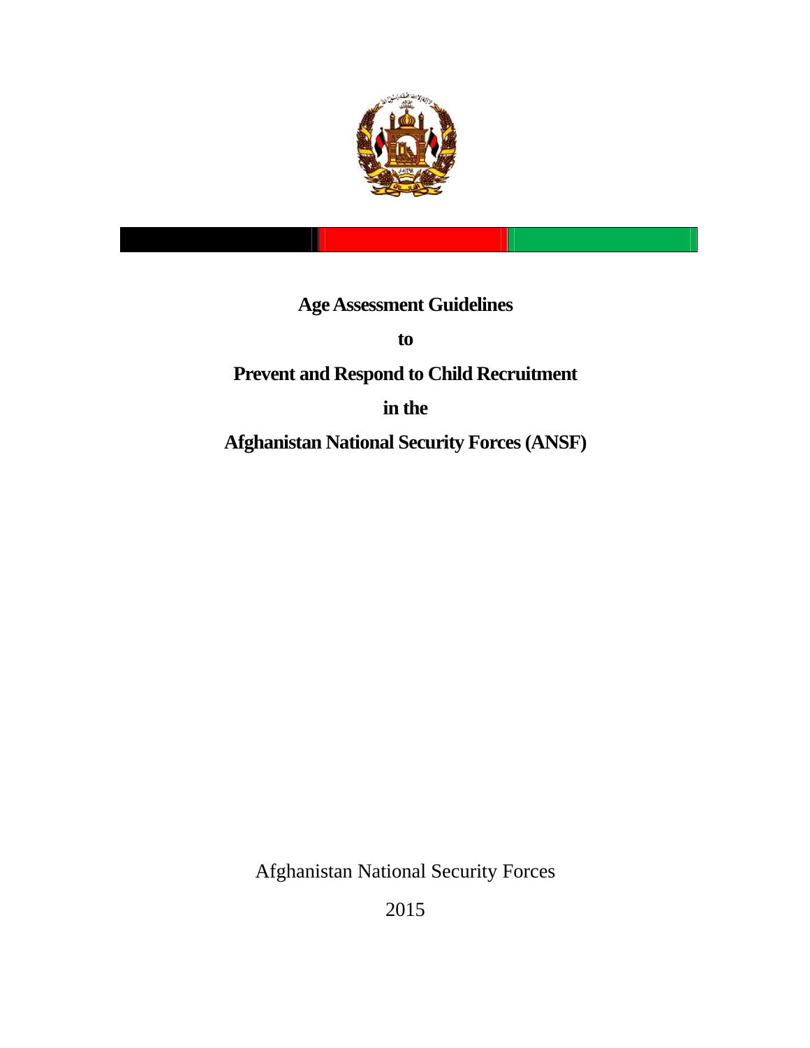# Age Assessment Guidelines

# to

# Prevent and Respond to Child Recruitment

# in the

# Afghanistan National Security Forces (ANSF)

Afghanistan National Security Forces

2015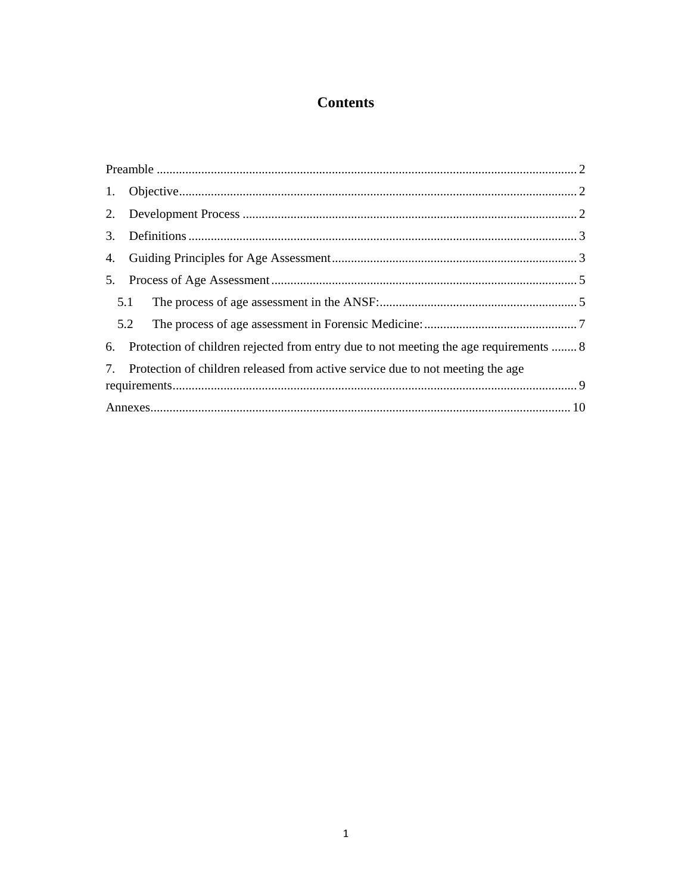# Contents

Preamble .................................................................................................................................... 2

1. Objective ............................................................................................................................. 2

2. Development Process .......................................................................................................... 2

3. Definitions ........................................................................................................................... 3

4. Guiding Principles for Age Assessment ............................................................................. 3

5. Process of Age Assessment ................................................................................................. 5

   5.1 The process of age assessment in the ANSF: .............................................................. 5

   5.2 The process of age assessment in Forensic Medicine: ................................................. 7

6. Protection of children rejected from entry due to not meeting the age requirements ........ 8

7. Protection of children released from active service due to not meeting the age requirements ............................................................................................................................... 9

Annexes ................................................................................................................................... 10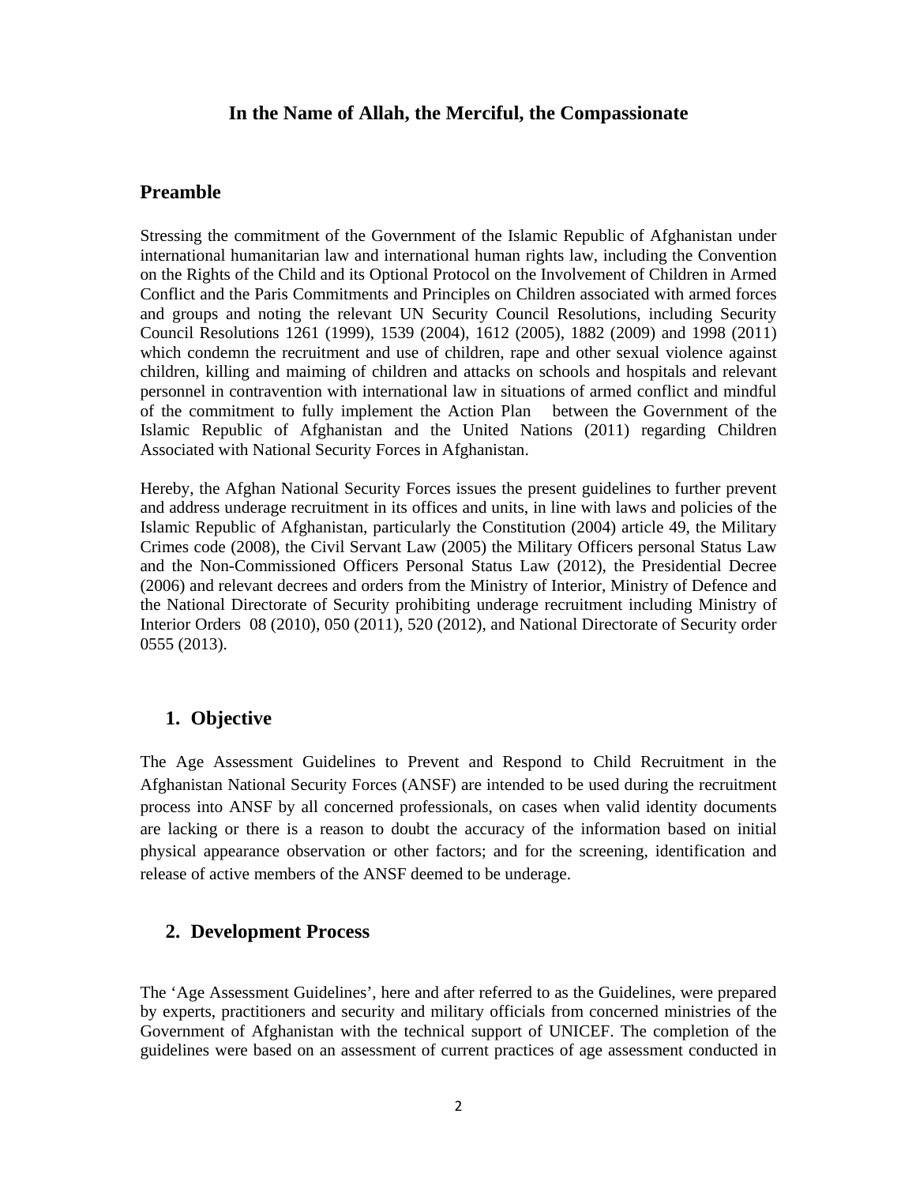**In the Name of Allah, the Merciful, the Compassionate**

## Preamble

Stressing the commitment of the Government of the Islamic Republic of Afghanistan under international humanitarian law and international human rights law, including the Convention on the Rights of the Child and its Optional Protocol on the Involvement of Children in Armed Conflict and the Paris Commitments and Principles on Children associated with armed forces and groups and noting the relevant UN Security Council Resolutions, including Security Council Resolutions 1261 (1999), 1539 (2004), 1612 (2005), 1882 (2009) and 1998 (2011) which condemn the recruitment and use of children, rape and other sexual violence against children, killing and maiming of children and attacks on schools and hospitals and relevant personnel in contravention with international law in situations of armed conflict and mindful of the commitment to fully implement the Action Plan between the Government of the Islamic Republic of Afghanistan and the United Nations (2011) regarding Children Associated with National Security Forces in Afghanistan.

Hereby, the Afghan National Security Forces issues the present guidelines to further prevent and address underage recruitment in its offices and units, in line with laws and policies of the Islamic Republic of Afghanistan, particularly the Constitution (2004) article 49, the Military Crimes code (2008), the Civil Servant Law (2005) the Military Officers personal Status Law and the Non-Commissioned Officers Personal Status Law (2012), the Presidential Decree (2006) and relevant decrees and orders from the Ministry of Interior, Ministry of Defence and the National Directorate of Security prohibiting underage recruitment including Ministry of Interior Orders 08 (2010), 050 (2011), 520 (2012), and National Directorate of Security order 0555 (2013).

## 1. Objective

The Age Assessment Guidelines to Prevent and Respond to Child Recruitment in the Afghanistan National Security Forces (ANSF) are intended to be used during the recruitment process into ANSF by all concerned professionals, on cases when valid identity documents are lacking or there is a reason to doubt the accuracy of the information based on initial physical appearance observation or other factors; and for the screening, identification and release of active members of the ANSF deemed to be underage.

## 2. Development Process

The 'Age Assessment Guidelines', here and after referred to as the Guidelines, were prepared by experts, practitioners and security and military officials from concerned ministries of the Government of Afghanistan with the technical support of UNICEF. The completion of the guidelines were based on an assessment of current practices of age assessment conducted in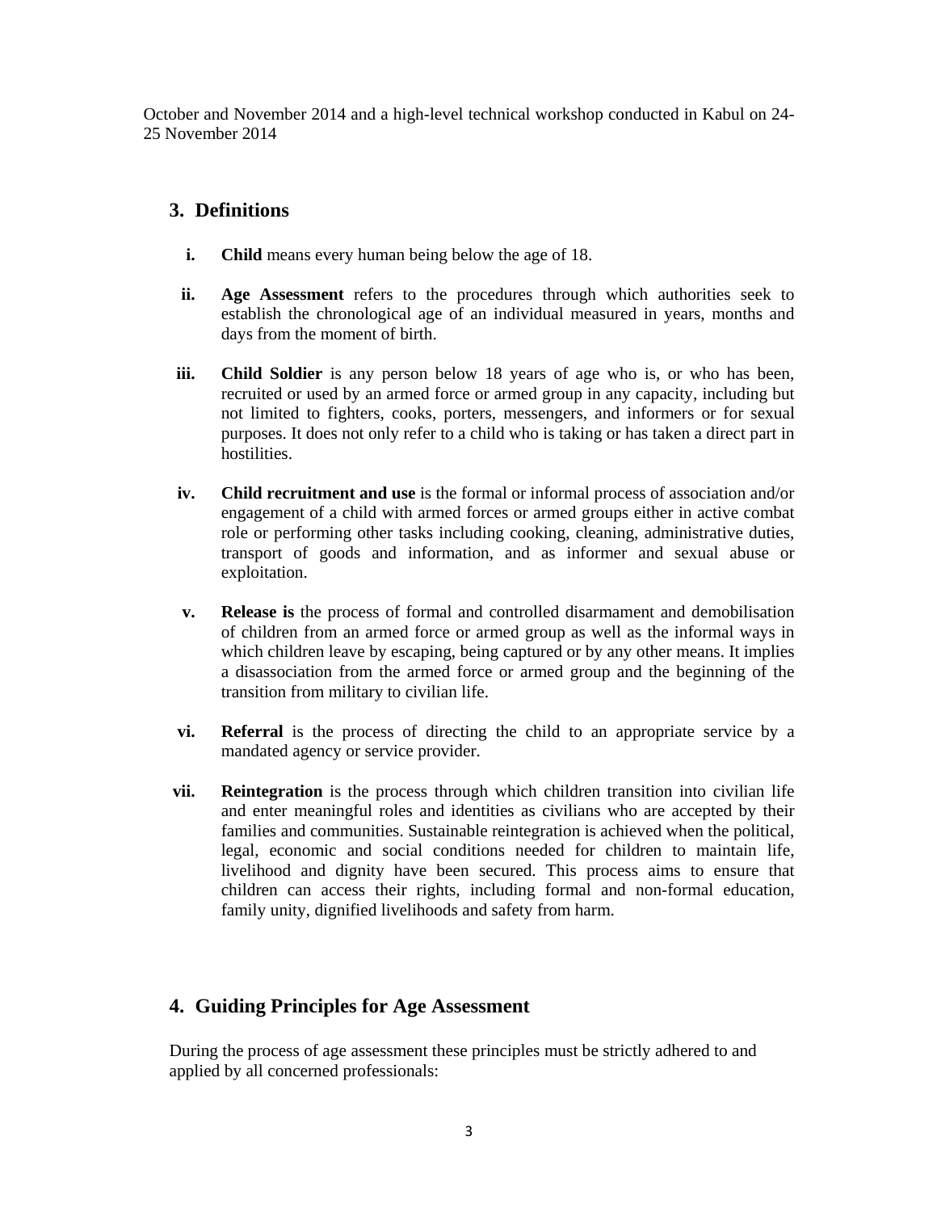October and November 2014 and a high-level technical workshop conducted in Kabul on 24-25 November 2014

## 3. Definitions

i. **Child** means every human being below the age of 18.

ii. **Age Assessment** refers to the procedures through which authorities seek to establish the chronological age of an individual measured in years, months and days from the moment of birth.

iii. **Child Soldier** is any person below 18 years of age who is, or who has been, recruited or used by an armed force or armed group in any capacity, including but not limited to fighters, cooks, porters, messengers, and informers or for sexual purposes. It does not only refer to a child who is taking or has taken a direct part in hostilities.

iv. **Child recruitment and use** is the formal or informal process of association and/or engagement of a child with armed forces or armed groups either in active combat role or performing other tasks including cooking, cleaning, administrative duties, transport of goods and information, and as informer and sexual abuse or exploitation.

v. **Release is** the process of formal and controlled disarmament and demobilisation of children from an armed force or armed group as well as the informal ways in which children leave by escaping, being captured or by any other means. It implies a disassociation from the armed force or armed group and the beginning of the transition from military to civilian life.

vi. **Referral** is the process of directing the child to an appropriate service by a mandated agency or service provider.

vii. **Reintegration** is the process through which children transition into civilian life and enter meaningful roles and identities as civilians who are accepted by their families and communities. Sustainable reintegration is achieved when the political, legal, economic and social conditions needed for children to maintain life, livelihood and dignity have been secured. This process aims to ensure that children can access their rights, including formal and non-formal education, family unity, dignified livelihoods and safety from harm.

## 4. Guiding Principles for Age Assessment

During the process of age assessment these principles must be strictly adhered to and applied by all concerned professionals: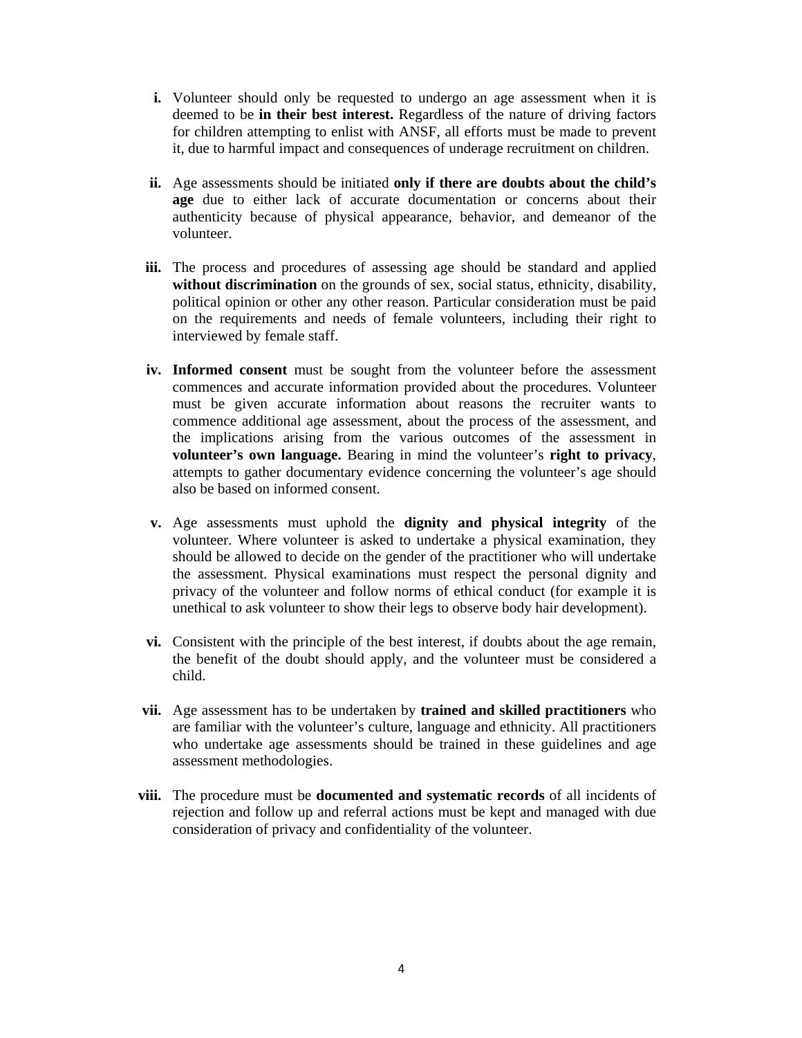i. Volunteer should only be requested to undergo an age assessment when it is deemed to be **in their best interest.** Regardless of the nature of driving factors for children attempting to enlist with ANSF, all efforts must be made to prevent it, due to harmful impact and consequences of underage recruitment on children.

ii. Age assessments should be initiated **only if there are doubts about the child's age** due to either lack of accurate documentation or concerns about their authenticity because of physical appearance, behavior, and demeanor of the volunteer.

iii. The process and procedures of assessing age should be standard and applied **without discrimination** on the grounds of sex, social status, ethnicity, disability, political opinion or other any other reason. Particular consideration must be paid on the requirements and needs of female volunteers, including their right to interviewed by female staff.

iv. **Informed consent** must be sought from the volunteer before the assessment commences and accurate information provided about the procedures. Volunteer must be given accurate information about reasons the recruiter wants to commence additional age assessment, about the process of the assessment, and the implications arising from the various outcomes of the assessment in **volunteer's own language.** Bearing in mind the volunteer's **right to privacy**, attempts to gather documentary evidence concerning the volunteer's age should also be based on informed consent.

v. Age assessments must uphold the **dignity and physical integrity** of the volunteer. Where volunteer is asked to undertake a physical examination, they should be allowed to decide on the gender of the practitioner who will undertake the assessment. Physical examinations must respect the personal dignity and privacy of the volunteer and follow norms of ethical conduct (for example it is unethical to ask volunteer to show their legs to observe body hair development).

vi. Consistent with the principle of the best interest, if doubts about the age remain, the benefit of the doubt should apply, and the volunteer must be considered a child.

vii. Age assessment has to be undertaken by **trained and skilled practitioners** who are familiar with the volunteer's culture, language and ethnicity. All practitioners who undertake age assessments should be trained in these guidelines and age assessment methodologies.

viii. The procedure must be **documented and systematic records** of all incidents of rejection and follow up and referral actions must be kept and managed with due consideration of privacy and confidentiality of the volunteer.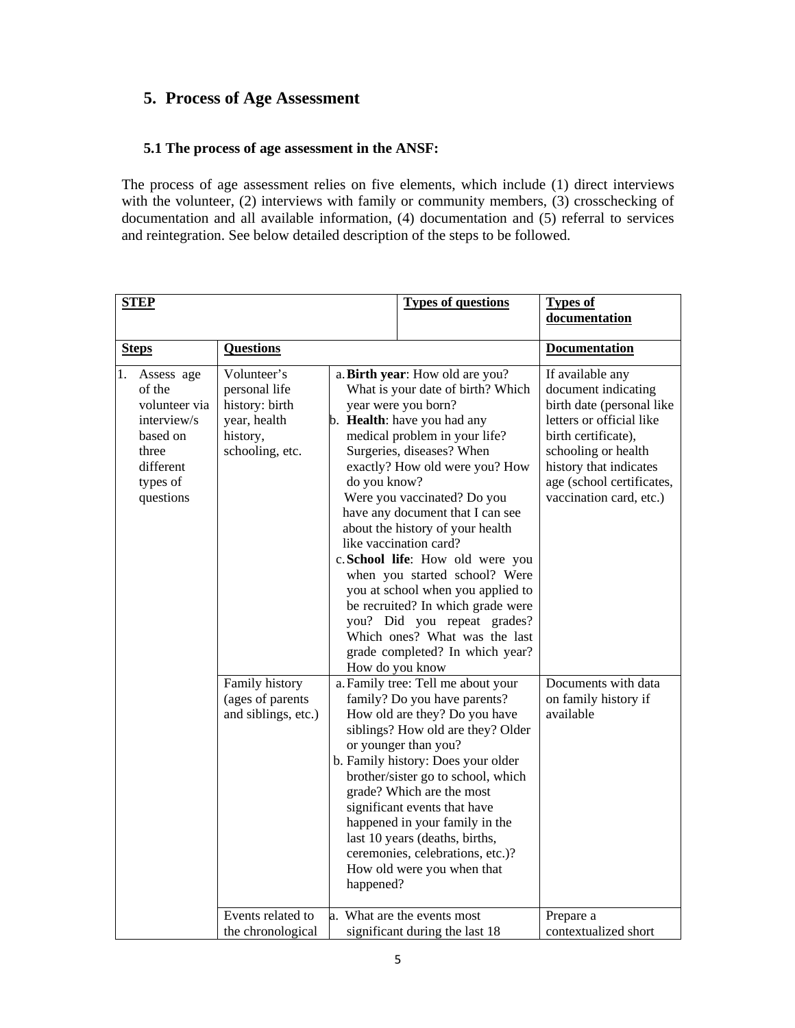## 5. Process of Age Assessment

### 5.1 The process of age assessment in the ANSF:

The process of age assessment relies on five elements, which include (1) direct interviews with the volunteer, (2) interviews with family or community members, (3) crosschecking of documentation and all available information, (4) documentation and (5) referral to services and reintegration. See below detailed description of the steps to be followed.

| **STEP** | | | **Types of questions** | **Types of documentation** |
|---|---|---|---|---|
| **Steps** | **Questions** | | | **Documentation** |
| 1. Assess age of the volunteer via interview/s based on three different types of questions | Volunteer's personal life history: birth year, health history, schooling, etc. | a. **Birth year**: How old are you? What is your date of birth? Which year were you born?<br>b. **Health**: have you had any medical problem in your life? Surgeries, diseases? When exactly? How old were you? How do you know?<br>Were you vaccinated? Do you have any document that I can see about the history of your health like vaccination card?<br>c. **School life**: How old were you when you started school? Were you at school when you applied to be recruited? In which grade were you? Did you repeat grades? Which ones? What was the last grade completed? In which year? How do you know | | If available any document indicating birth date (personal like letters or official like birth certificate), schooling or health history that indicates age (school certificates, vaccination card, etc.) |
| | Family history (ages of parents and siblings, etc.) | a. Family tree: Tell me about your family? Do you have parents? How old are they? Do you have siblings? How old are they? Older or younger than you?<br>b. Family history: Does your older brother/sister go to school, which grade? Which are the most significant events that have happened in your family in the last 10 years (deaths, births, ceremonies, celebrations, etc.)? How old were you when that happened? | | Documents with data on family history if available |
| | Events related to the chronological | a. What are the events most significant during the last 18 | | Prepare a contextualized short |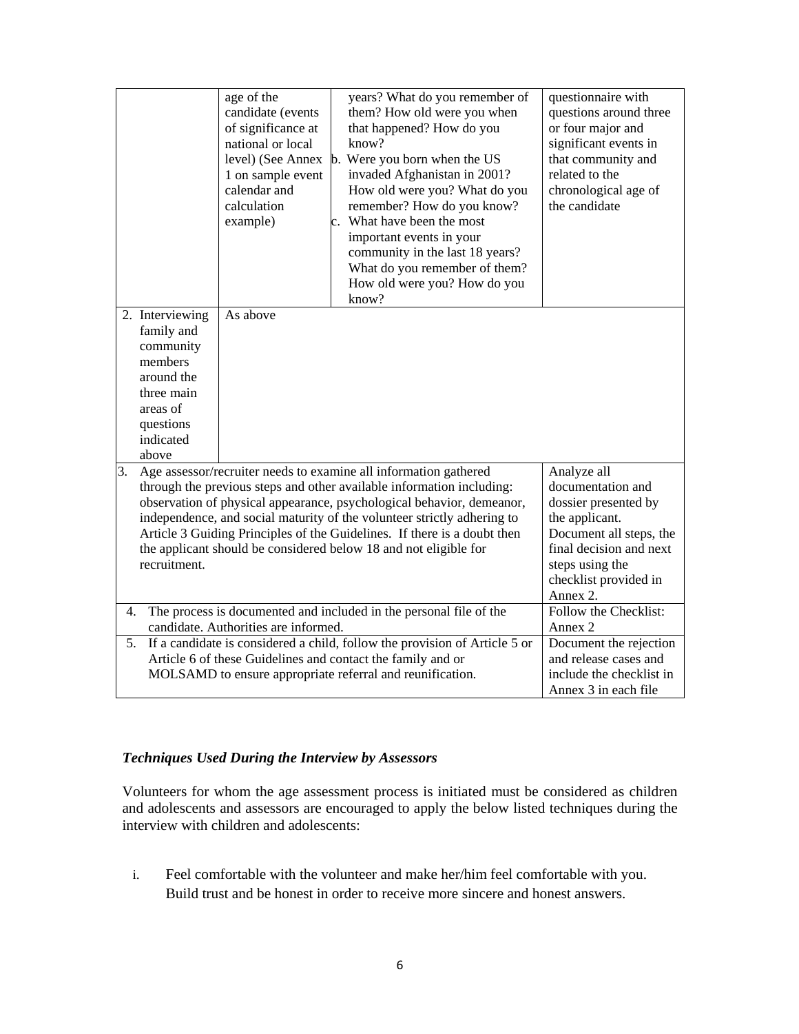| | | | |
|---|---|---|---|
| | age of the candidate (events of significance at national or local level) (See Annex 1 on sample event calendar and calculation example) | years? What do you remember of them? How old were you when that happened? How do you know?<br>b. Were you born when the US invaded Afghanistan in 2001? How old were you? What do you remember? How do you know?<br>c. What have been the most important events in your community in the last 18 years? What do you remember of them? How old were you? How do you know? | questionnaire with questions around three or four major and significant events in that community and related to the chronological age of the candidate |
| 2. Interviewing family and community members around the three main areas of questions indicated above | As above | | |
| 3. Age assessor/recruiter needs to examine all information gathered through the previous steps and other available information including: observation of physical appearance, psychological behavior, demeanor, independence, and social maturity of the volunteer strictly adhering to Article 3 Guiding Principles of the Guidelines. If there is a doubt then the applicant should be considered below 18 and not eligible for recruitment. | | | Analyze all documentation and dossier presented by the applicant. Document all steps, the final decision and next steps using the checklist provided in Annex 2. |
| 4. The process is documented and included in the personal file of the candidate. Authorities are informed. | | | Follow the Checklist: Annex 2 |
| 5. If a candidate is considered a child, follow the provision of Article 5 or Article 6 of these Guidelines and contact the family and or MOLSAMD to ensure appropriate referral and reunification. | | | Document the rejection and release cases and include the checklist in Annex 3 in each file |

### *Techniques Used During the Interview by Assessors*

Volunteers for whom the age assessment process is initiated must be considered as children and adolescents and assessors are encouraged to apply the below listed techniques during the interview with children and adolescents:

i. Feel comfortable with the volunteer and make her/him feel comfortable with you. Build trust and be honest in order to receive more sincere and honest answers.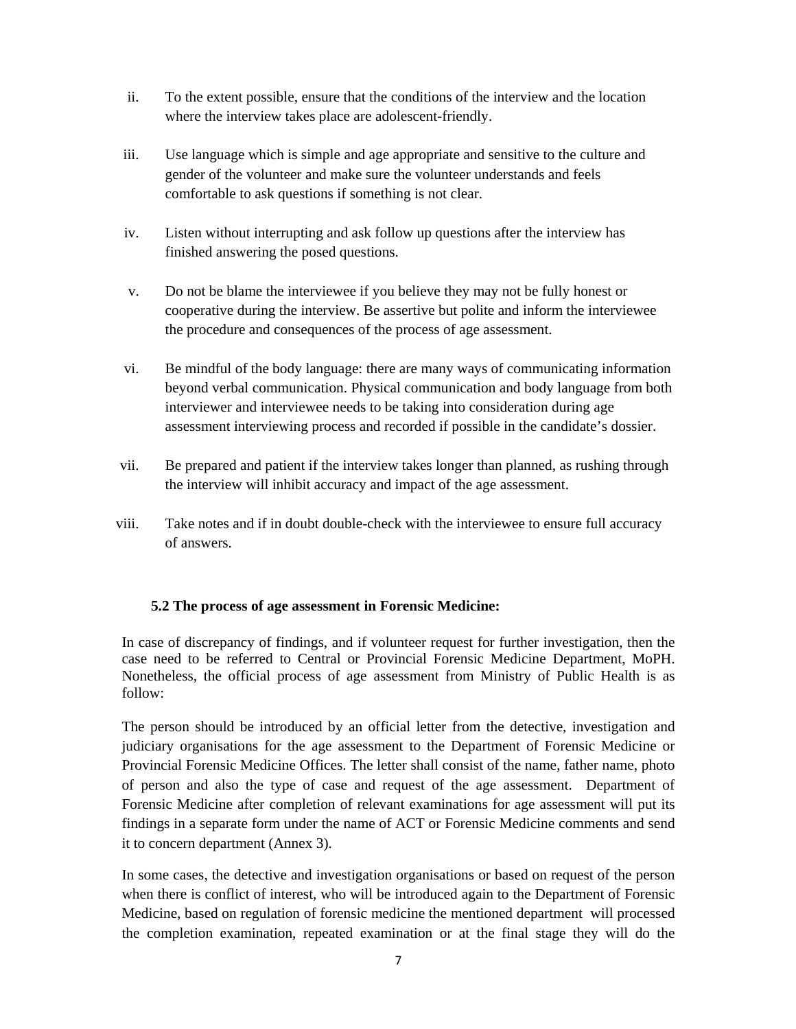ii. To the extent possible, ensure that the conditions of the interview and the location where the interview takes place are adolescent-friendly.

iii. Use language which is simple and age appropriate and sensitive to the culture and gender of the volunteer and make sure the volunteer understands and feels comfortable to ask questions if something is not clear.

iv. Listen without interrupting and ask follow up questions after the interview has finished answering the posed questions.

v. Do not be blame the interviewee if you believe they may not be fully honest or cooperative during the interview. Be assertive but polite and inform the interviewee the procedure and consequences of the process of age assessment.

vi. Be mindful of the body language: there are many ways of communicating information beyond verbal communication. Physical communication and body language from both interviewer and interviewee needs to be taking into consideration during age assessment interviewing process and recorded if possible in the candidate's dossier.

vii. Be prepared and patient if the interview takes longer than planned, as rushing through the interview will inhibit accuracy and impact of the age assessment.

viii. Take notes and if in doubt double-check with the interviewee to ensure full accuracy of answers.

### 5.2 The process of age assessment in Forensic Medicine:

In case of discrepancy of findings, and if volunteer request for further investigation, then the case need to be referred to Central or Provincial Forensic Medicine Department, MoPH. Nonetheless, the official process of age assessment from Ministry of Public Health is as follow:

The person should be introduced by an official letter from the detective, investigation and judiciary organisations for the age assessment to the Department of Forensic Medicine or Provincial Forensic Medicine Offices. The letter shall consist of the name, father name, photo of person and also the type of case and request of the age assessment. Department of Forensic Medicine after completion of relevant examinations for age assessment will put its findings in a separate form under the name of ACT or Forensic Medicine comments and send it to concern department (Annex 3).

In some cases, the detective and investigation organisations or based on request of the person when there is conflict of interest, who will be introduced again to the Department of Forensic Medicine, based on regulation of forensic medicine the mentioned department will processed the completion examination, repeated examination or at the final stage they will do the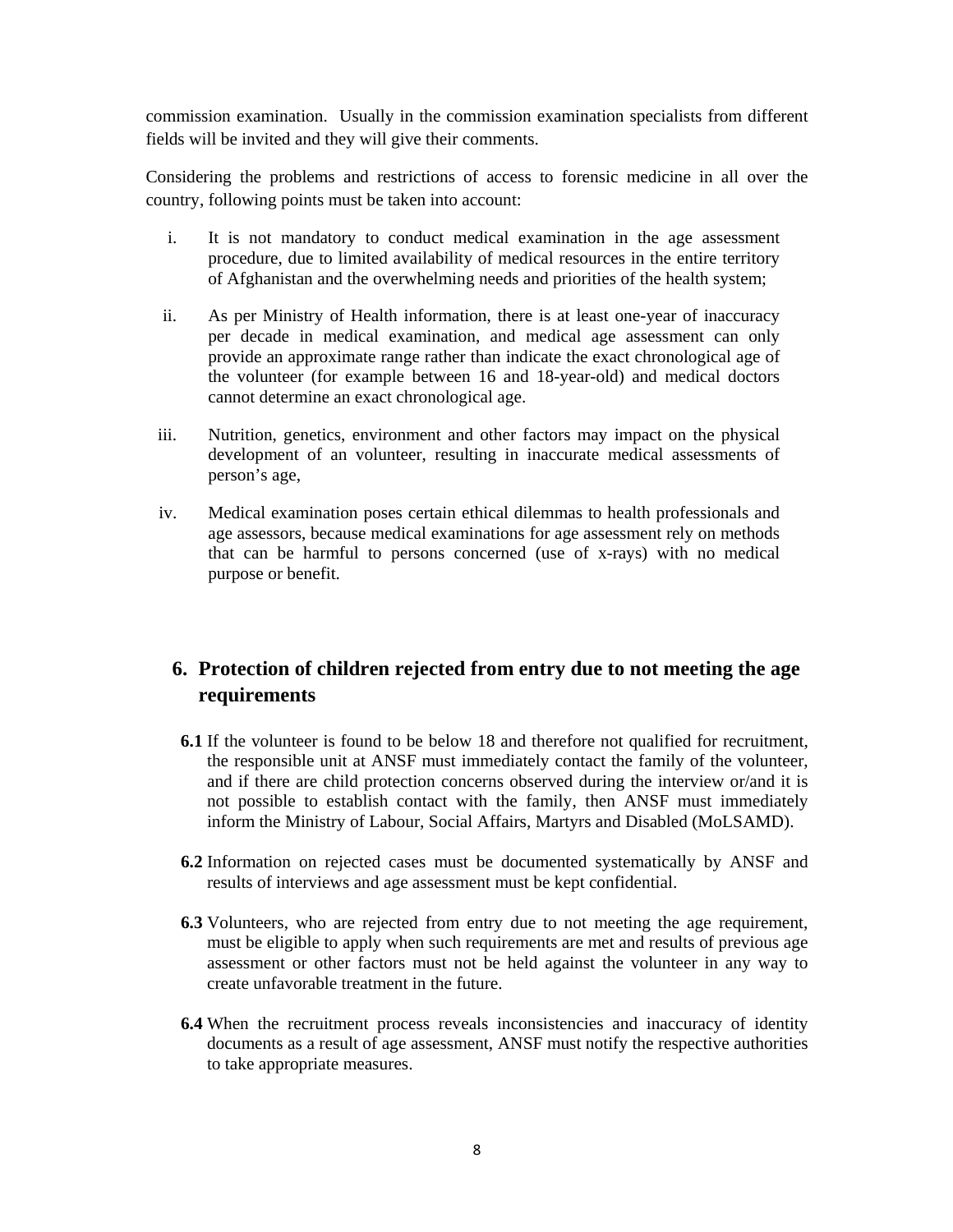commission examination. Usually in the commission examination specialists from different fields will be invited and they will give their comments.

Considering the problems and restrictions of access to forensic medicine in all over the country, following points must be taken into account:

i. It is not mandatory to conduct medical examination in the age assessment procedure, due to limited availability of medical resources in the entire territory of Afghanistan and the overwhelming needs and priorities of the health system;

ii. As per Ministry of Health information, there is at least one-year of inaccuracy per decade in medical examination, and medical age assessment can only provide an approximate range rather than indicate the exact chronological age of the volunteer (for example between 16 and 18-year-old) and medical doctors cannot determine an exact chronological age.

iii. Nutrition, genetics, environment and other factors may impact on the physical development of an volunteer, resulting in inaccurate medical assessments of person's age,

iv. Medical examination poses certain ethical dilemmas to health professionals and age assessors, because medical examinations for age assessment rely on methods that can be harmful to persons concerned (use of x-rays) with no medical purpose or benefit.

## 6. Protection of children rejected from entry due to not meeting the age requirements

**6.1** If the volunteer is found to be below 18 and therefore not qualified for recruitment, the responsible unit at ANSF must immediately contact the family of the volunteer, and if there are child protection concerns observed during the interview or/and it is not possible to establish contact with the family, then ANSF must immediately inform the Ministry of Labour, Social Affairs, Martyrs and Disabled (MoLSAMD).

**6.2** Information on rejected cases must be documented systematically by ANSF and results of interviews and age assessment must be kept confidential.

**6.3** Volunteers, who are rejected from entry due to not meeting the age requirement, must be eligible to apply when such requirements are met and results of previous age assessment or other factors must not be held against the volunteer in any way to create unfavorable treatment in the future.

**6.4** When the recruitment process reveals inconsistencies and inaccuracy of identity documents as a result of age assessment, ANSF must notify the respective authorities to take appropriate measures.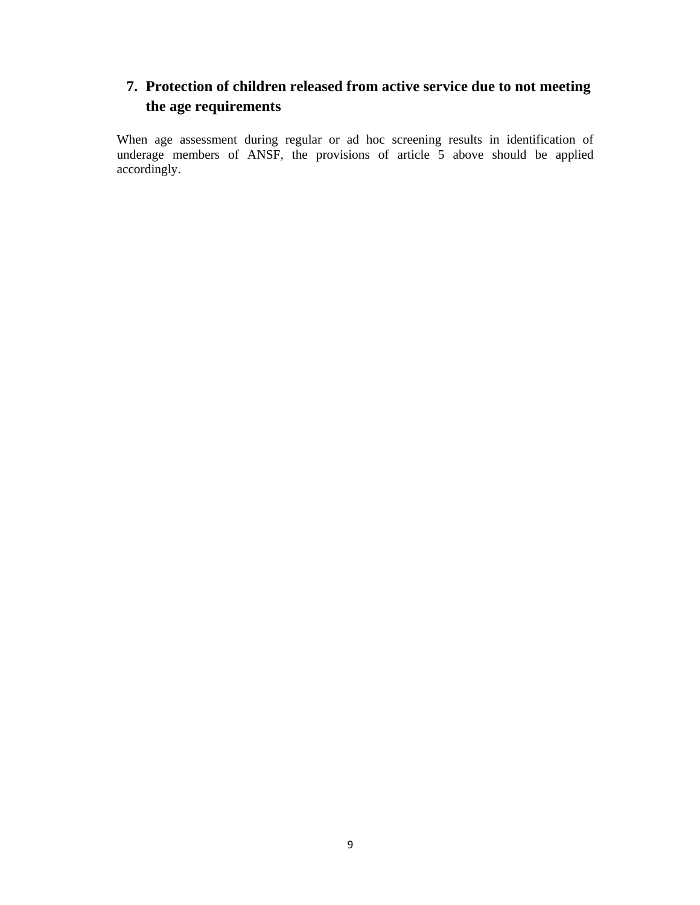## 7. Protection of children released from active service due to not meeting the age requirements

When age assessment during regular or ad hoc screening results in identification of underage members of ANSF, the provisions of article 5 above should be applied accordingly.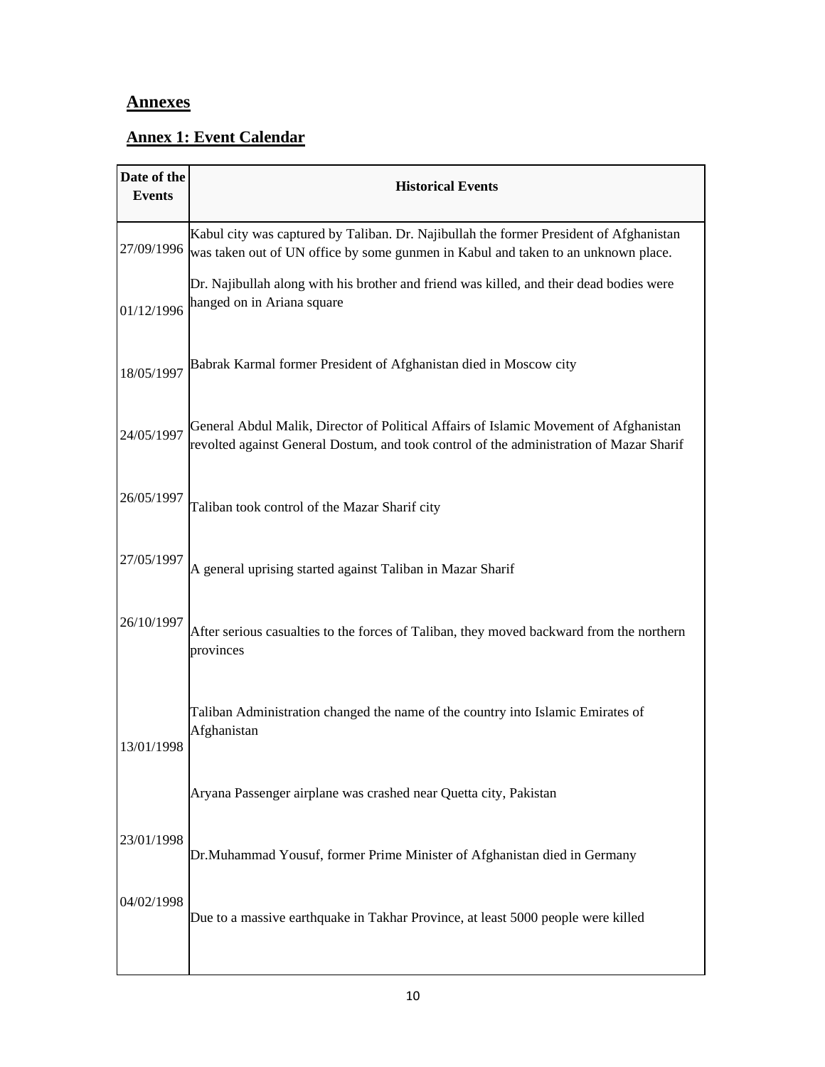# Annexes

## Annex 1: Event Calendar

| Date of the Events | Historical Events |
|---|---|
| 27/09/1996 | Kabul city was captured by Taliban. Dr. Najibullah the former President of Afghanistan was taken out of UN office by some gunmen in Kabul and taken to an unknown place. |
| | Dr. Najibullah along with his brother and friend was killed, and their dead bodies were hanged on in Ariana square |
| 01/12/1996 | |
| 18/05/1997 | Babrak Karmal former President of Afghanistan died in Moscow city |
| 24/05/1997 | General Abdul Malik, Director of Political Affairs of Islamic Movement of Afghanistan revolted against General Dostum, and took control of the administration of Mazar Sharif |
| 26/05/1997 | Taliban took control of the Mazar Sharif city |
| 27/05/1997 | A general uprising started against Taliban in Mazar Sharif |
| 26/10/1997 | After serious casualties to the forces of Taliban, they moved backward from the northern provinces |
| | Taliban Administration changed the name of the country into Islamic Emirates of Afghanistan |
| 13/01/1998 | |
| | Aryana Passenger airplane was crashed near Quetta city, Pakistan |
| 23/01/1998 | Dr.Muhammad Yousuf, former Prime Minister of Afghanistan died in Germany |
| 04/02/1998 | Due to a massive earthquake in Takhar Province, at least 5000 people were killed |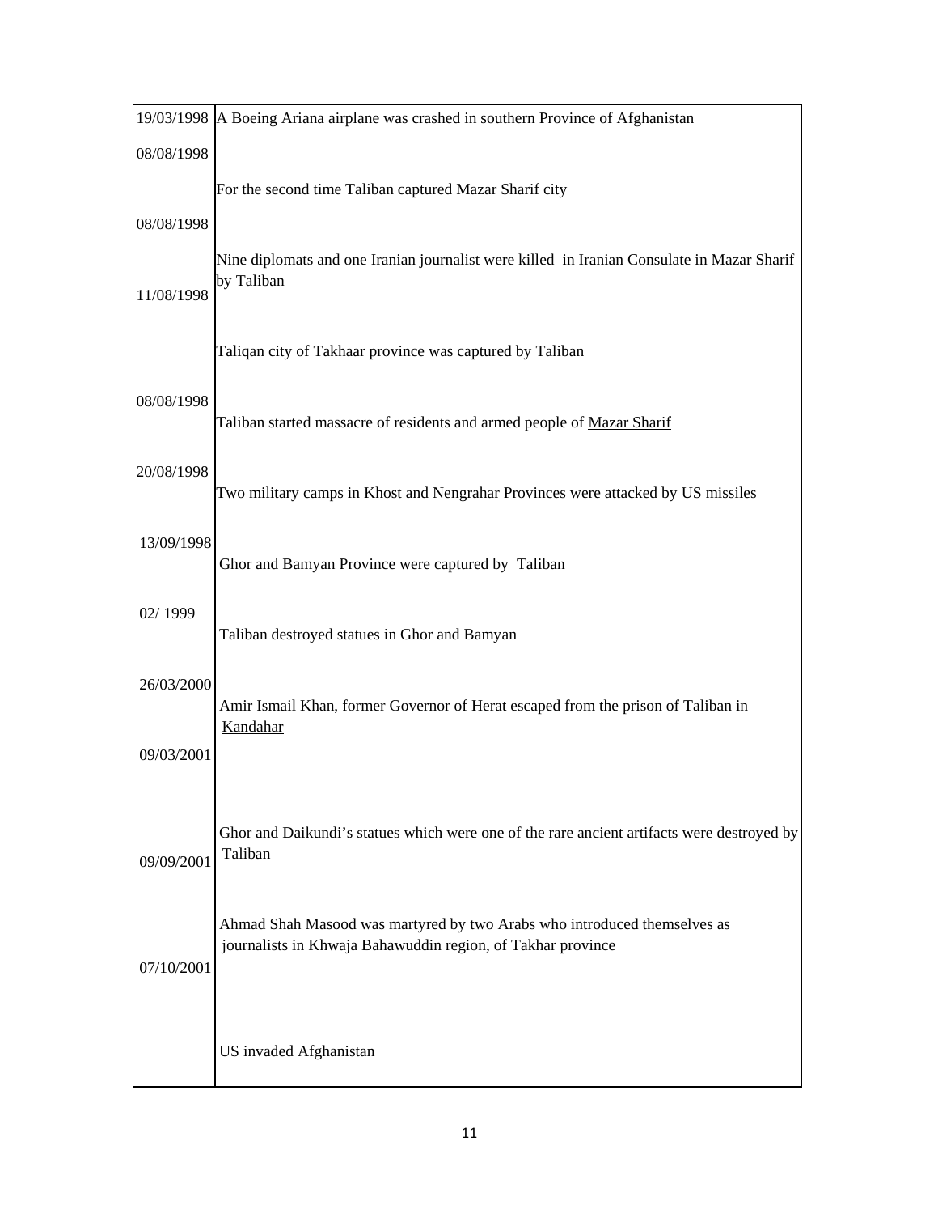| | |
|---|---|
| 19/03/1998 | A Boeing Ariana airplane was crashed in southern Province of Afghanistan |
| 08/08/1998 | For the second time Taliban captured Mazar Sharif city |
| 08/08/1998 | Nine diplomats and one Iranian journalist were killed in Iranian Consulate in Mazar Sharif by Taliban |
| 11/08/1998 | Taliqan city of Takhaar province was captured by Taliban |
| 08/08/1998 | Taliban started massacre of residents and armed people of Mazar Sharif |
| 20/08/1998 | Two military camps in Khost and Nengrahar Provinces were attacked by US missiles |
| 13/09/1998 | Ghor and Bamyan Province were captured by Taliban |
| 02/ 1999 | Taliban destroyed statues in Ghor and Bamyan |
| 26/03/2000 | Amir Ismail Khan, former Governor of Herat escaped from the prison of Taliban in Kandahar |
| 09/03/2001 | Ghor and Daikundi's statues which were one of the rare ancient artifacts were destroyed by Taliban |
| 09/09/2001 | Ahmad Shah Masood was martyred by two Arabs who introduced themselves as journalists in Khwaja Bahawuddin region, of Takhar province |
| 07/10/2001 | US invaded Afghanistan |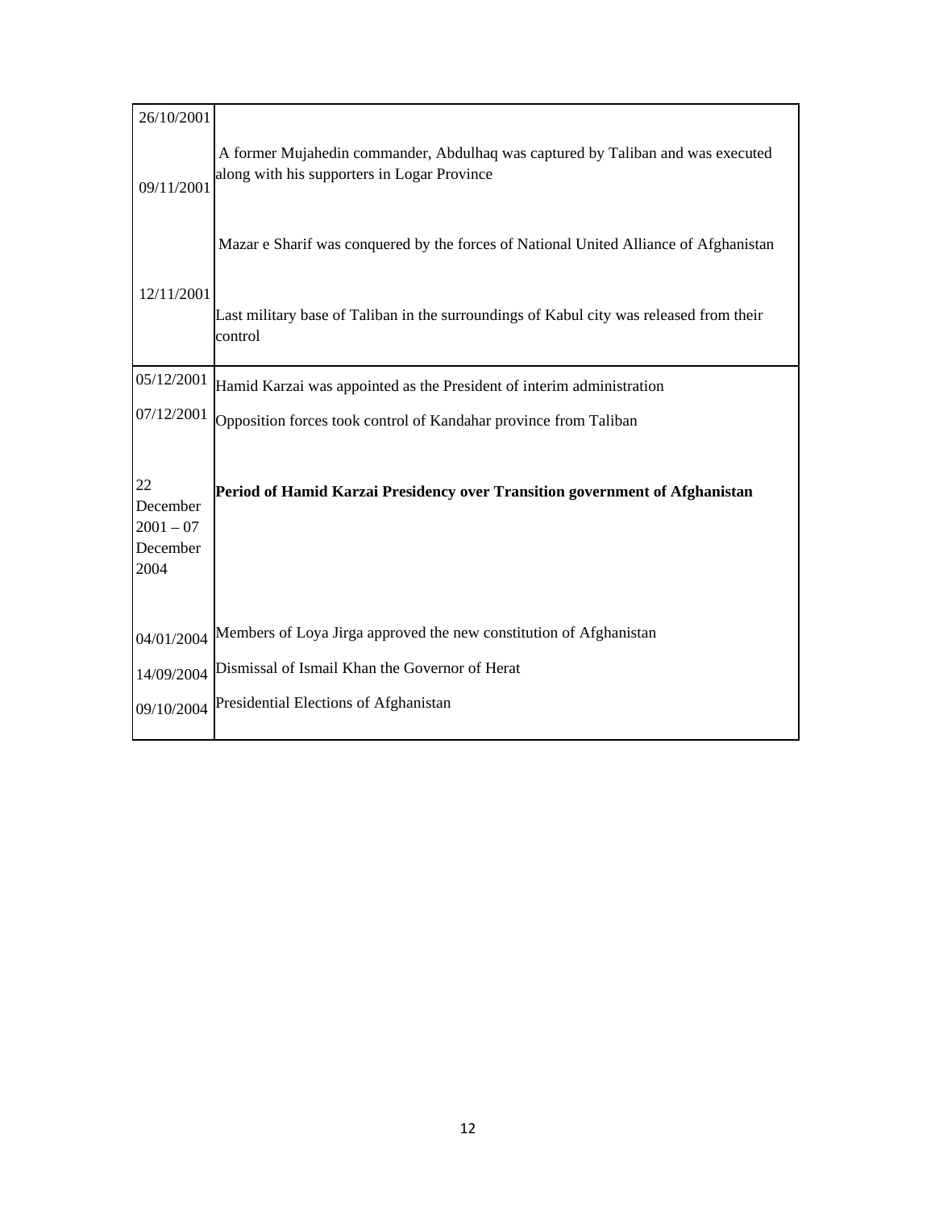| | |
|---|---|
| 26/10/2001 | |
| 09/11/2001 | A former Mujahedin commander, Abdulhaq was captured by Taliban and was executed along with his supporters in Logar Province |
| | Mazar e Sharif was conquered by the forces of National United Alliance of Afghanistan |
| 12/11/2001 | Last military base of Taliban in the surroundings of Kabul city was released from their control |
| 05/12/2001 | Hamid Karzai was appointed as the President of interim administration |
| 07/12/2001 | Opposition forces took control of Kandahar province from Taliban |
| 22 December 2001 – 07 December 2004 | **Period of Hamid Karzai Presidency over Transition government of Afghanistan** |
| 04/01/2004 | Members of Loya Jirga approved the new constitution of Afghanistan |
| 14/09/2004 | Dismissal of Ismail Khan the Governor of Herat |
| 09/10/2004 | Presidential Elections of Afghanistan |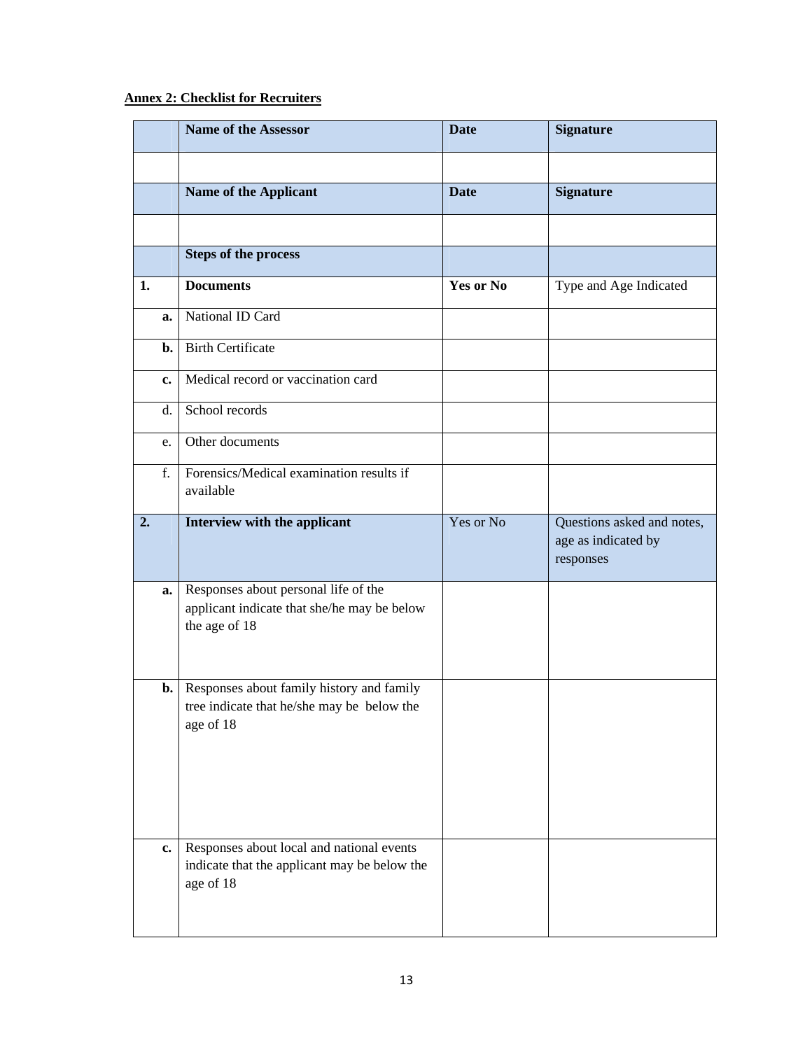**Annex 2: Checklist for Recruiters**

| | **Name of the Assessor** | **Date** | **Signature** |
|---|---|---|---|
| | | | |
| | **Name of the Applicant** | **Date** | **Signature** |
| | | | |
| | **Steps of the process** | | |
| **1.** | **Documents** | **Yes or No** | Type and Age Indicated |
| **a.** | National ID Card | | |
| **b.** | Birth Certificate | | |
| **c.** | Medical record or vaccination card | | |
| d. | School records | | |
| e. | Other documents | | |
| f. | Forensics/Medical examination results if available | | |
| **2.** | **Interview with the applicant** | Yes or No | Questions asked and notes, age as indicated by responses |
| **a.** | Responses about personal life of the applicant indicate that she/he may be below the age of 18 | | |
| **b.** | Responses about family history and family tree indicate that he/she may be below the age of 18 | | |
| **c.** | Responses about local and national events indicate that the applicant may be below the age of 18 | | |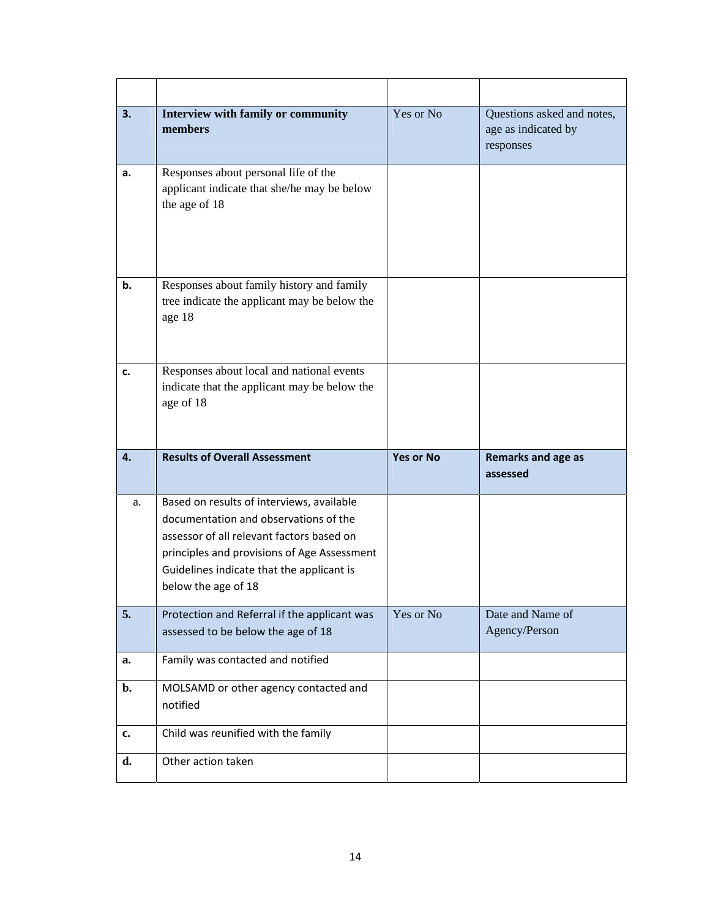| | | | |
|---|---|---|---|
| **3.** | **Interview with family or community members** | Yes or No | Questions asked and notes, age as indicated by responses |
| **a.** | Responses about personal life of the applicant indicate that she/he may be below the age of 18 | | |
| **b.** | Responses about family history and family tree indicate the applicant may be below the age 18 | | |
| **c.** | Responses about local and national events indicate that the applicant may be below the age of 18 | | |
| **4.** | **Results of Overall Assessment** | **Yes or No** | **Remarks and age as assessed** |
| a. | Based on results of interviews, available documentation and observations of the assessor of all relevant factors based on principles and provisions of Age Assessment Guidelines indicate that the applicant is below the age of 18 | | |
| **5.** | Protection and Referral if the applicant was assessed to be below the age of 18 | Yes or No | Date and Name of Agency/Person |
| **a.** | Family was contacted and notified | | |
| **b.** | MOLSAMD or other agency contacted and notified | | |
| **c.** | Child was reunified with the family | | |
| **d.** | Other action taken | | |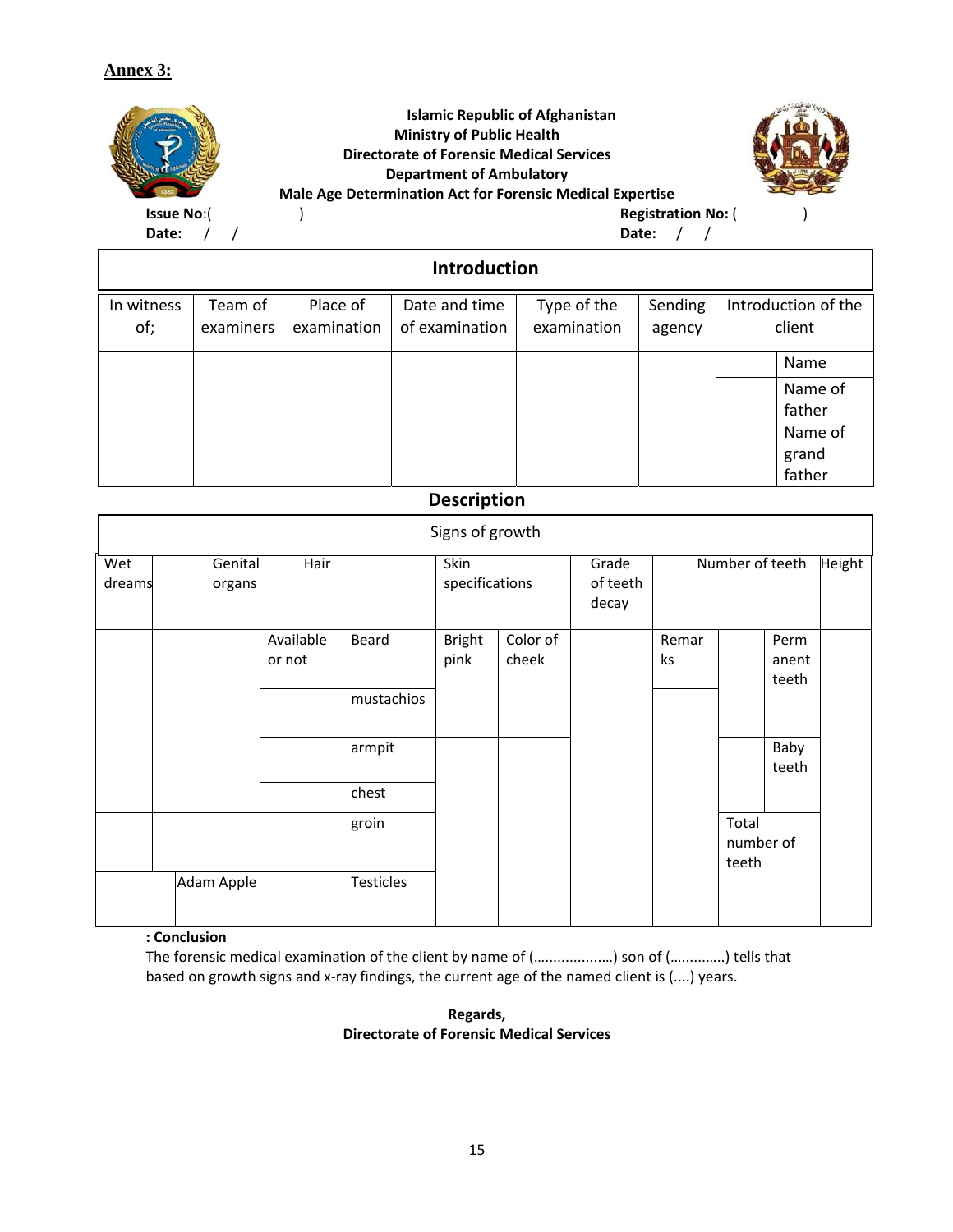**Annex 3:**

**Islamic Republic of Afghanistan**
**Ministry of Public Health**
**Directorate of Forensic Medical Services**
**Department of Ambulatory**
**Male Age Determination Act for Forensic Medical Expertise**

**Issue No**:( ) **Registration No:** ( )

**Date:** / / **Date:** / /

## Introduction

| In witness of; | Team of examiners | Place of examination | Date and time of examination | Type of the examination | Sending agency | Introduction of the client | |
|---|---|---|---|---|---|---|---|
| | | | | | | | Name |
| | | | | | | | Name of father |
| | | | | | | | Name of grand father |

## Description

| Signs of growth | | | | | | | | | | | | |
|---|---|---|---|---|---|---|---|---|---|---|---|---|
| Wet dreams | | Genital organs | Hair | | Skin specifications | | Grade of teeth decay | Number of teeth | | | Height |
| | | | Available or not | Beard | Bright pink | Color of cheek | | Remarks | | Permanent teeth | |
| | | | | mustachios | | | | | | | |
| | | | | armpit | | | | | | Baby teeth | |
| | | | | chest | | | | | | | |
| | | | | groin | | | | | Total number of teeth | | |
| Adam Apple | | | | Testicles | | | | | | | |

**: Conclusion**

The forensic medical examination of the client by name of (………………..) son of (…………..) tells that based on growth signs and x-ray findings, the current age of the named client is (....) years.

**Regards,**
**Directorate of Forensic Medical Services**